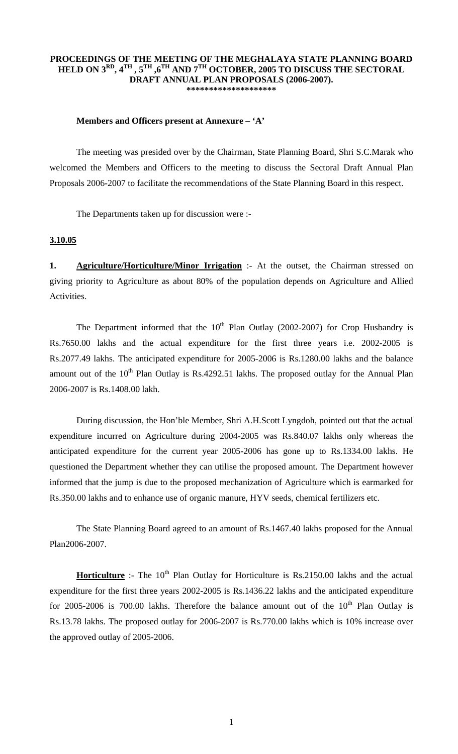# PROCEEDINGS OF THE MEETING OF THE MEGHALAYA STATE PLANNING BOARD HELD ON 3RD, 4TH , 5TH ,6TH AND 7TH OCTOBER, 2005 TO DISCUSS THE SECTORAL DRAFT ANNUAL PLAN PROPOSALS (2006-2007).

********************

**Members and Officers present at Annexure – 'A'**

The meeting was presided over by the Chairman, State Planning Board, Shri S.C.Marak who welcomed the Members and Officers to the meeting to discuss the Sectoral Draft Annual Plan Proposals 2006-2007 to facilitate the recommendations of the State Planning Board in this respect.

The Departments taken up for discussion were :-

**3.10.05**

**1. Agriculture/Horticulture/Minor Irrigation** :- At the outset, the Chairman stressed on giving priority to Agriculture as about 80% of the population depends on Agriculture and Allied Activities.

The Department informed that the 10th Plan Outlay (2002-2007) for Crop Husbandry is Rs.7650.00 lakhs and the actual expenditure for the first three years i.e. 2002-2005 is Rs.2077.49 lakhs. The anticipated expenditure for 2005-2006 is Rs.1280.00 lakhs and the balance amount out of the 10th Plan Outlay is Rs.4292.51 lakhs. The proposed outlay for the Annual Plan 2006-2007 is Rs.1408.00 lakh.

During discussion, the Hon'ble Member, Shri A.H.Scott Lyngdoh, pointed out that the actual expenditure incurred on Agriculture during 2004-2005 was Rs.840.07 lakhs only whereas the anticipated expenditure for the current year 2005-2006 has gone up to Rs.1334.00 lakhs. He questioned the Department whether they can utilise the proposed amount. The Department however informed that the jump is due to the proposed mechanization of Agriculture which is earmarked for Rs.350.00 lakhs and to enhance use of organic manure, HYV seeds, chemical fertilizers etc.

The State Planning Board agreed to an amount of Rs.1467.40 lakhs proposed for the Annual Plan2006-2007.

**Horticulture** :- The 10th Plan Outlay for Horticulture is Rs.2150.00 lakhs and the actual expenditure for the first three years 2002-2005 is Rs.1436.22 lakhs and the anticipated expenditure for 2005-2006 is 700.00 lakhs. Therefore the balance amount out of the 10th Plan Outlay is Rs.13.78 lakhs. The proposed outlay for 2006-2007 is Rs.770.00 lakhs which is 10% increase over the approved outlay of 2005-2006.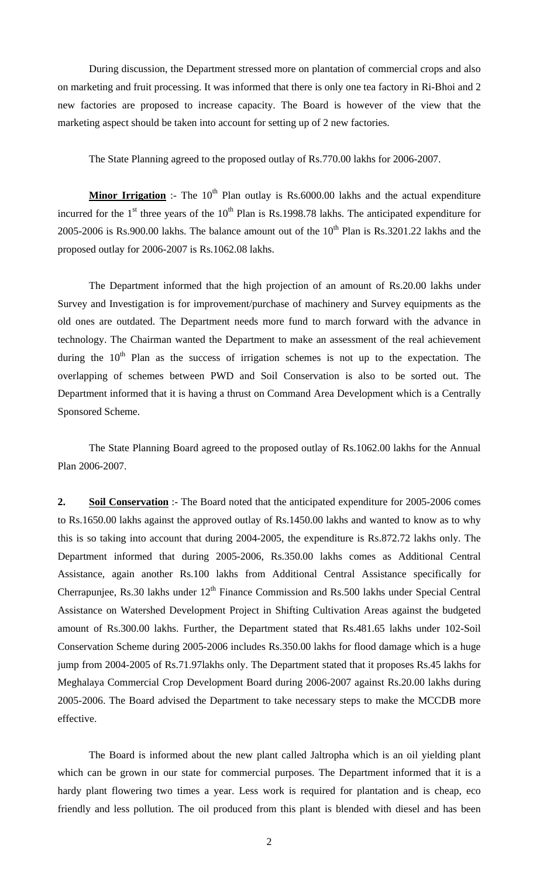During discussion, the Department stressed more on plantation of commercial crops and also on marketing and fruit processing. It was informed that there is only one tea factory in Ri-Bhoi and 2 new factories are proposed to increase capacity. The Board is however of the view that the marketing aspect should be taken into account for setting up of 2 new factories.

The State Planning agreed to the proposed outlay of Rs.770.00 lakhs for 2006-2007.

**Minor Irrigation** :- The 10th Plan outlay is Rs.6000.00 lakhs and the actual expenditure incurred for the 1st three years of the 10th Plan is Rs.1998.78 lakhs. The anticipated expenditure for 2005-2006 is Rs.900.00 lakhs. The balance amount out of the 10th Plan is Rs.3201.22 lakhs and the proposed outlay for 2006-2007 is Rs.1062.08 lakhs.

The Department informed that the high projection of an amount of Rs.20.00 lakhs under Survey and Investigation is for improvement/purchase of machinery and Survey equipments as the old ones are outdated. The Department needs more fund to march forward with the advance in technology. The Chairman wanted the Department to make an assessment of the real achievement during the 10th Plan as the success of irrigation schemes is not up to the expectation. The overlapping of schemes between PWD and Soil Conservation is also to be sorted out. The Department informed that it is having a thrust on Command Area Development which is a Centrally Sponsored Scheme.

The State Planning Board agreed to the proposed outlay of Rs.1062.00 lakhs for the Annual Plan 2006-2007.

**2. Soil Conservation** :- The Board noted that the anticipated expenditure for 2005-2006 comes to Rs.1650.00 lakhs against the approved outlay of Rs.1450.00 lakhs and wanted to know as to why this is so taking into account that during 2004-2005, the expenditure is Rs.872.72 lakhs only. The Department informed that during 2005-2006, Rs.350.00 lakhs comes as Additional Central Assistance, again another Rs.100 lakhs from Additional Central Assistance specifically for Cherrapunjee, Rs.30 lakhs under 12th Finance Commission and Rs.500 lakhs under Special Central Assistance on Watershed Development Project in Shifting Cultivation Areas against the budgeted amount of Rs.300.00 lakhs. Further, the Department stated that Rs.481.65 lakhs under 102-Soil Conservation Scheme during 2005-2006 includes Rs.350.00 lakhs for flood damage which is a huge jump from 2004-2005 of Rs.71.97lakhs only. The Department stated that it proposes Rs.45 lakhs for Meghalaya Commercial Crop Development Board during 2006-2007 against Rs.20.00 lakhs during 2005-2006. The Board advised the Department to take necessary steps to make the MCCDB more effective.

The Board is informed about the new plant called Jaltropha which is an oil yielding plant which can be grown in our state for commercial purposes. The Department informed that it is a hardy plant flowering two times a year. Less work is required for plantation and is cheap, eco friendly and less pollution. The oil produced from this plant is blended with diesel and has been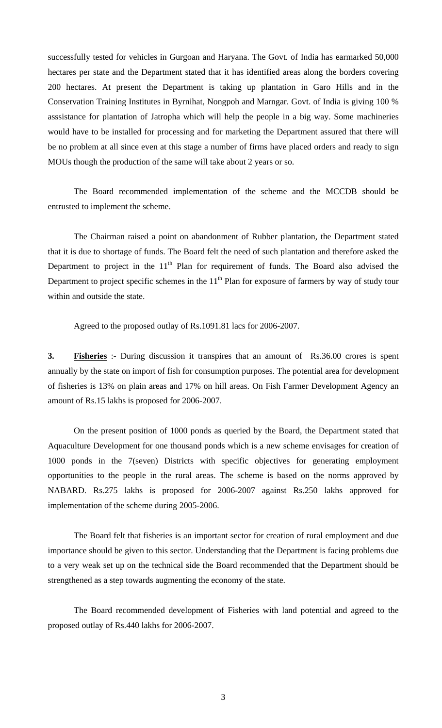successfully tested for vehicles in Gurgoan and Haryana. The Govt. of India has earmarked 50,000 hectares per state and the Department stated that it has identified areas along the borders covering 200 hectares. At present the Department is taking up plantation in Garo Hills and in the Conservation Training Institutes in Byrnihat, Nongpoh and Marngar. Govt. of India is giving 100 % asssistance for plantation of Jatropha which will help the people in a big way. Some machineries would have to be installed for processing and for marketing the Department assured that there will be no problem at all since even at this stage a number of firms have placed orders and ready to sign MOUs though the production of the same will take about 2 years or so.

The Board recommended implementation of the scheme and the MCCDB should be entrusted to implement the scheme.

The Chairman raised a point on abandonment of Rubber plantation, the Department stated that it is due to shortage of funds. The Board felt the need of such plantation and therefore asked the Department to project in the 11th Plan for requirement of funds. The Board also advised the Department to project specific schemes in the 11th Plan for exposure of farmers by way of study tour within and outside the state.

Agreed to the proposed outlay of Rs.1091.81 lacs for 2006-2007.

**3. Fisheries** :- During discussion it transpires that an amount of Rs.36.00 crores is spent annually by the state on import of fish for consumption purposes. The potential area for development of fisheries is 13% on plain areas and 17% on hill areas. On Fish Farmer Development Agency an amount of Rs.15 lakhs is proposed for 2006-2007.

On the present position of 1000 ponds as queried by the Board, the Department stated that Aquaculture Development for one thousand ponds which is a new scheme envisages for creation of 1000 ponds in the 7(seven) Districts with specific objectives for generating employment opportunities to the people in the rural areas. The scheme is based on the norms approved by NABARD. Rs.275 lakhs is proposed for 2006-2007 against Rs.250 lakhs approved for implementation of the scheme during 2005-2006.

The Board felt that fisheries is an important sector for creation of rural employment and due importance should be given to this sector. Understanding that the Department is facing problems due to a very weak set up on the technical side the Board recommended that the Department should be strengthened as a step towards augmenting the economy of the state.

The Board recommended development of Fisheries with land potential and agreed to the proposed outlay of Rs.440 lakhs for 2006-2007.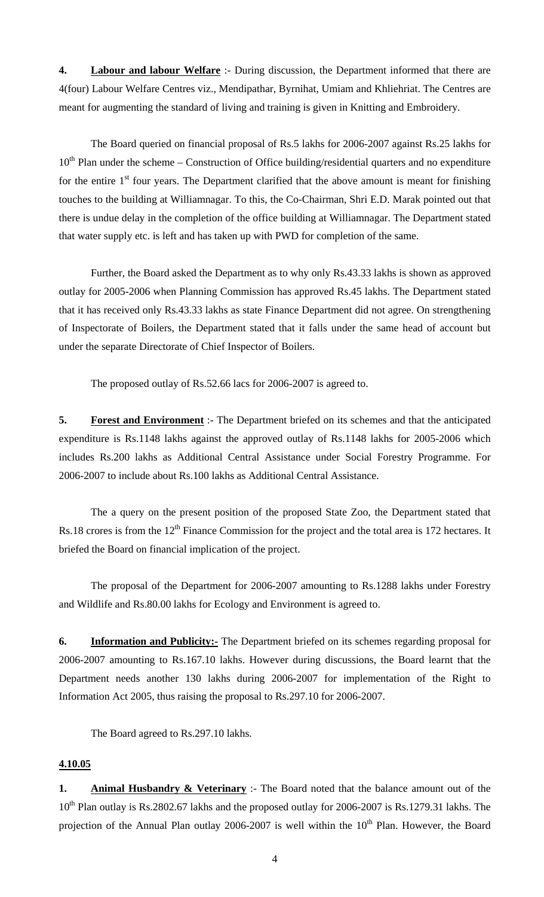**4. Labour and labour Welfare** :- During discussion, the Department informed that there are 4(four) Labour Welfare Centres viz., Mendipathar, Byrnihat, Umiam and Khliehriat. The Centres are meant for augmenting the standard of living and training is given in Knitting and Embroidery.

The Board queried on financial proposal of Rs.5 lakhs for 2006-2007 against Rs.25 lakhs for 10th Plan under the scheme – Construction of Office building/residential quarters and no expenditure for the entire 1st four years. The Department clarified that the above amount is meant for finishing touches to the building at Williamnagar. To this, the Co-Chairman, Shri E.D. Marak pointed out that there is undue delay in the completion of the office building at Williamnagar. The Department stated that water supply etc. is left and has taken up with PWD for completion of the same.

Further, the Board asked the Department as to why only Rs.43.33 lakhs is shown as approved outlay for 2005-2006 when Planning Commission has approved Rs.45 lakhs. The Department stated that it has received only Rs.43.33 lakhs as state Finance Department did not agree. On strengthening of Inspectorate of Boilers, the Department stated that it falls under the same head of account but under the separate Directorate of Chief Inspector of Boilers.

The proposed outlay of Rs.52.66 lacs for 2006-2007 is agreed to.

**5. Forest and Environment** :- The Department briefed on its schemes and that the anticipated expenditure is Rs.1148 lakhs against the approved outlay of Rs.1148 lakhs for 2005-2006 which includes Rs.200 lakhs as Additional Central Assistance under Social Forestry Programme. For 2006-2007 to include about Rs.100 lakhs as Additional Central Assistance.

The a query on the present position of the proposed State Zoo, the Department stated that Rs.18 crores is from the 12th Finance Commission for the project and the total area is 172 hectares. It briefed the Board on financial implication of the project.

The proposal of the Department for 2006-2007 amounting to Rs.1288 lakhs under Forestry and Wildlife and Rs.80.00 lakhs for Ecology and Environment is agreed to.

**6. Information and Publicity:-** The Department briefed on its schemes regarding proposal for 2006-2007 amounting to Rs.167.10 lakhs. However during discussions, the Board learnt that the Department needs another 130 lakhs during 2006-2007 for implementation of the Right to Information Act 2005, thus raising the proposal to Rs.297.10 for 2006-2007.

The Board agreed to Rs.297.10 lakhs.

**4.10.05**

**1. Animal Husbandry & Veterinary** :- The Board noted that the balance amount out of the 10th Plan outlay is Rs.2802.67 lakhs and the proposed outlay for 2006-2007 is Rs.1279.31 lakhs. The projection of the Annual Plan outlay 2006-2007 is well within the 10th Plan. However, the Board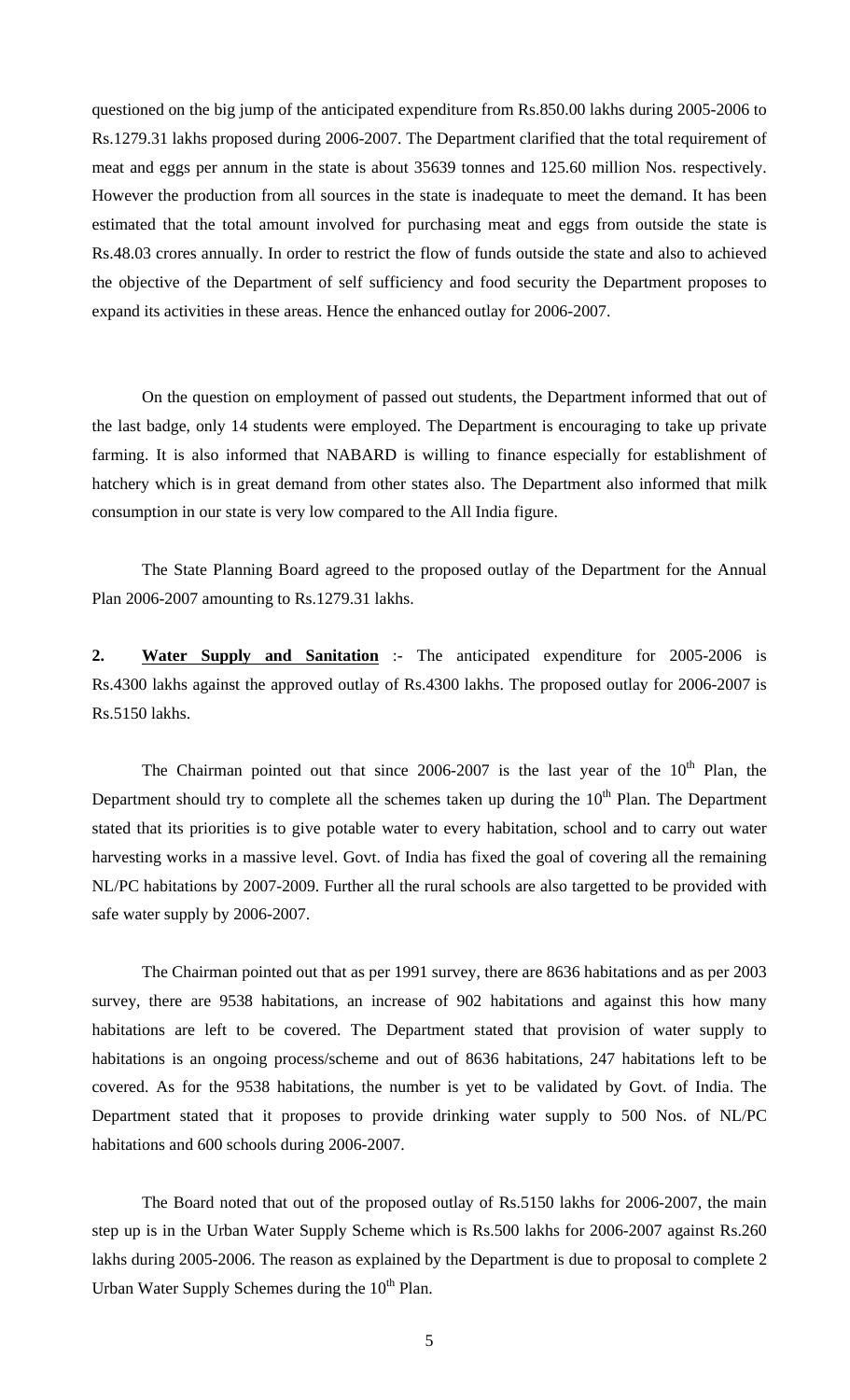questioned on the big jump of the anticipated expenditure from Rs.850.00 lakhs during 2005-2006 to Rs.1279.31 lakhs proposed during 2006-2007. The Department clarified that the total requirement of meat and eggs per annum in the state is about 35639 tonnes and 125.60 million Nos. respectively. However the production from all sources in the state is inadequate to meet the demand. It has been estimated that the total amount involved for purchasing meat and eggs from outside the state is Rs.48.03 crores annually. In order to restrict the flow of funds outside the state and also to achieved the objective of the Department of self sufficiency and food security the Department proposes to expand its activities in these areas. Hence the enhanced outlay for 2006-2007.

On the question on employment of passed out students, the Department informed that out of the last badge, only 14 students were employed. The Department is encouraging to take up private farming. It is also informed that NABARD is willing to finance especially for establishment of hatchery which is in great demand from other states also. The Department also informed that milk consumption in our state is very low compared to the All India figure.

The State Planning Board agreed to the proposed outlay of the Department for the Annual Plan 2006-2007 amounting to Rs.1279.31 lakhs.

**2. Water Supply and Sanitation** :- The anticipated expenditure for 2005-2006 is Rs.4300 lakhs against the approved outlay of Rs.4300 lakhs. The proposed outlay for 2006-2007 is Rs.5150 lakhs.

The Chairman pointed out that since 2006-2007 is the last year of the 10th Plan, the Department should try to complete all the schemes taken up during the 10th Plan. The Department stated that its priorities is to give potable water to every habitation, school and to carry out water harvesting works in a massive level. Govt. of India has fixed the goal of covering all the remaining NL/PC habitations by 2007-2009. Further all the rural schools are also targetted to be provided with safe water supply by 2006-2007.

The Chairman pointed out that as per 1991 survey, there are 8636 habitations and as per 2003 survey, there are 9538 habitations, an increase of 902 habitations and against this how many habitations are left to be covered. The Department stated that provision of water supply to habitations is an ongoing process/scheme and out of 8636 habitations, 247 habitations left to be covered. As for the 9538 habitations, the number is yet to be validated by Govt. of India. The Department stated that it proposes to provide drinking water supply to 500 Nos. of NL/PC habitations and 600 schools during 2006-2007.

The Board noted that out of the proposed outlay of Rs.5150 lakhs for 2006-2007, the main step up is in the Urban Water Supply Scheme which is Rs.500 lakhs for 2006-2007 against Rs.260 lakhs during 2005-2006. The reason as explained by the Department is due to proposal to complete 2 Urban Water Supply Schemes during the 10th Plan.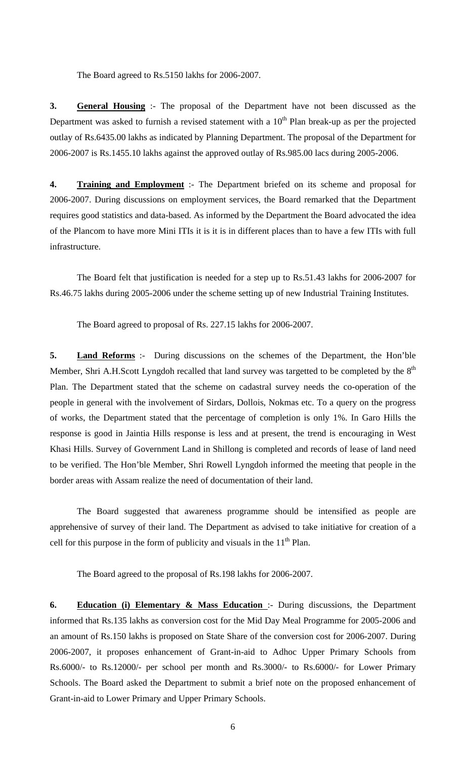The Board agreed to Rs.5150 lakhs for 2006-2007.

**3. General Housing** :- The proposal of the Department have not been discussed as the Department was asked to furnish a revised statement with a 10th Plan break-up as per the projected outlay of Rs.6435.00 lakhs as indicated by Planning Department. The proposal of the Department for 2006-2007 is Rs.1455.10 lakhs against the approved outlay of Rs.985.00 lacs during 2005-2006.

**4. Training and Employment** :- The Department briefed on its scheme and proposal for 2006-2007. During discussions on employment services, the Board remarked that the Department requires good statistics and data-based. As informed by the Department the Board advocated the idea of the Plancom to have more Mini ITIs it is it is in different places than to have a few ITIs with full infrastructure.

The Board felt that justification is needed for a step up to Rs.51.43 lakhs for 2006-2007 for Rs.46.75 lakhs during 2005-2006 under the scheme setting up of new Industrial Training Institutes.

The Board agreed to proposal of Rs. 227.15 lakhs for 2006-2007.

**5. Land Reforms** :- During discussions on the schemes of the Department, the Hon'ble Member, Shri A.H.Scott Lyngdoh recalled that land survey was targetted to be completed by the 8th Plan. The Department stated that the scheme on cadastral survey needs the co-operation of the people in general with the involvement of Sirdars, Dollois, Nokmas etc. To a query on the progress of works, the Department stated that the percentage of completion is only 1%. In Garo Hills the response is good in Jaintia Hills response is less and at present, the trend is encouraging in West Khasi Hills. Survey of Government Land in Shillong is completed and records of lease of land need to be verified. The Hon'ble Member, Shri Rowell Lyngdoh informed the meeting that people in the border areas with Assam realize the need of documentation of their land.

The Board suggested that awareness programme should be intensified as people are apprehensive of survey of their land. The Department as advised to take initiative for creation of a cell for this purpose in the form of publicity and visuals in the 11th Plan.

The Board agreed to the proposal of Rs.198 lakhs for 2006-2007.

**6. Education (i) Elementary & Mass Education** :- During discussions, the Department informed that Rs.135 lakhs as conversion cost for the Mid Day Meal Programme for 2005-2006 and an amount of Rs.150 lakhs is proposed on State Share of the conversion cost for 2006-2007. During 2006-2007, it proposes enhancement of Grant-in-aid to Adhoc Upper Primary Schools from Rs.6000/- to Rs.12000/- per school per month and Rs.3000/- to Rs.6000/- for Lower Primary Schools. The Board asked the Department to submit a brief note on the proposed enhancement of Grant-in-aid to Lower Primary and Upper Primary Schools.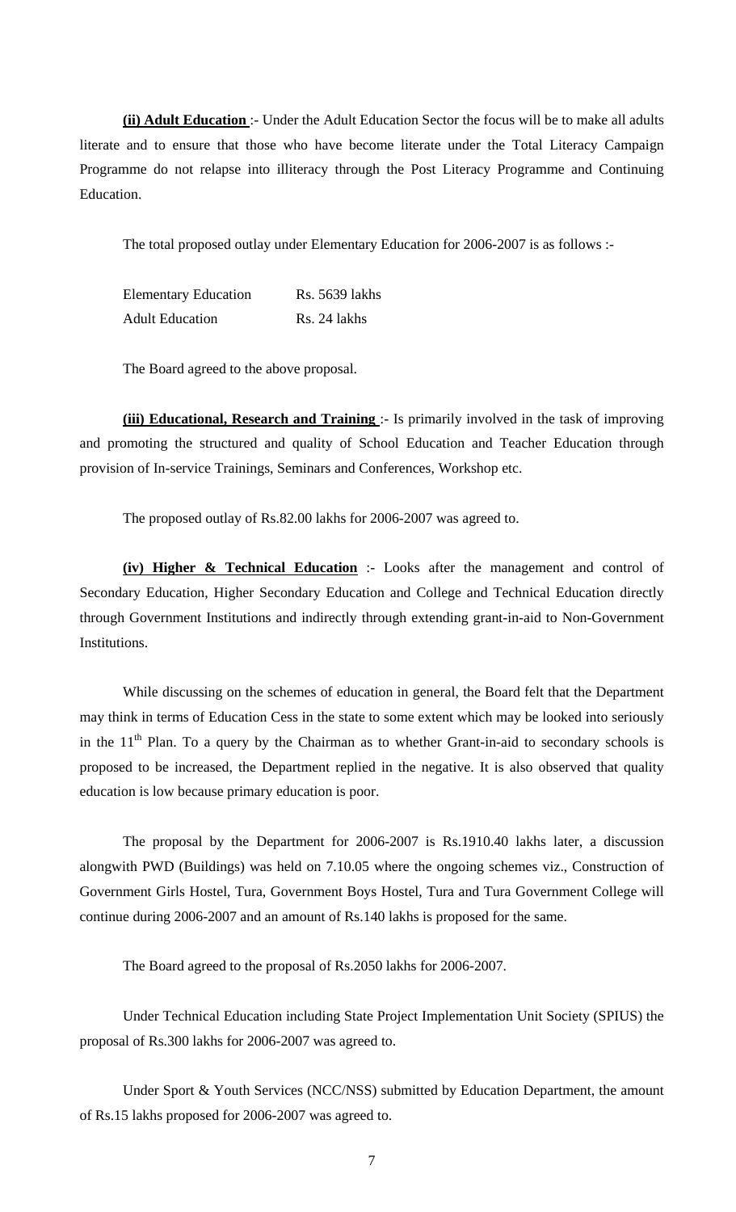**(ii) Adult Education** :- Under the Adult Education Sector the focus will be to make all adults literate and to ensure that those who have become literate under the Total Literacy Campaign Programme do not relapse into illiteracy through the Post Literacy Programme and Continuing Education.

The total proposed outlay under Elementary Education for 2006-2007 is as follows :-

| | |
|---|---|
| Elementary Education | Rs. 5639 lakhs |
| Adult Education | Rs. 24 lakhs |

The Board agreed to the above proposal.

**(iii) Educational, Research and Training** :- Is primarily involved in the task of improving and promoting the structured and quality of School Education and Teacher Education through provision of In-service Trainings, Seminars and Conferences, Workshop etc.

The proposed outlay of Rs.82.00 lakhs for 2006-2007 was agreed to.

**(iv) Higher & Technical Education** :- Looks after the management and control of Secondary Education, Higher Secondary Education and College and Technical Education directly through Government Institutions and indirectly through extending grant-in-aid to Non-Government Institutions.

While discussing on the schemes of education in general, the Board felt that the Department may think in terms of Education Cess in the state to some extent which may be looked into seriously in the 11th Plan. To a query by the Chairman as to whether Grant-in-aid to secondary schools is proposed to be increased, the Department replied in the negative. It is also observed that quality education is low because primary education is poor.

The proposal by the Department for 2006-2007 is Rs.1910.40 lakhs later, a discussion alongwith PWD (Buildings) was held on 7.10.05 where the ongoing schemes viz., Construction of Government Girls Hostel, Tura, Government Boys Hostel, Tura and Tura Government College will continue during 2006-2007 and an amount of Rs.140 lakhs is proposed for the same.

The Board agreed to the proposal of Rs.2050 lakhs for 2006-2007.

Under Technical Education including State Project Implementation Unit Society (SPIUS) the proposal of Rs.300 lakhs for 2006-2007 was agreed to.

Under Sport & Youth Services (NCC/NSS) submitted by Education Department, the amount of Rs.15 lakhs proposed for 2006-2007 was agreed to.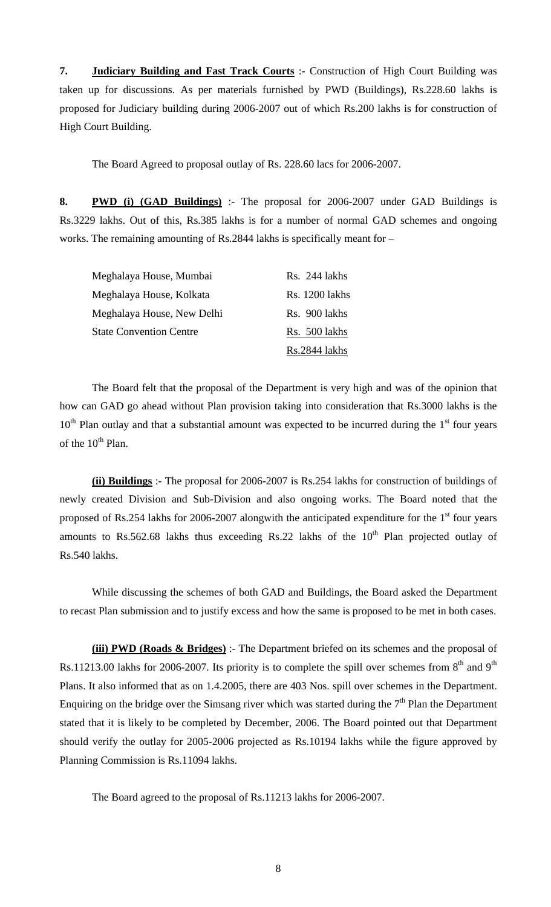**7. <u>Judiciary Building and Fast Track Courts</u>** :- Construction of High Court Building was taken up for discussions. As per materials furnished by PWD (Buildings), Rs.228.60 lakhs is proposed for Judiciary building during 2006-2007 out of which Rs.200 lakhs is for construction of High Court Building.

The Board Agreed to proposal outlay of Rs. 228.60 lacs for 2006-2007.

**8. <u>PWD (i) (GAD Buildings)</u>** :- The proposal for 2006-2007 under GAD Buildings is Rs.3229 lakhs. Out of this, Rs.385 lakhs is for a number of normal GAD schemes and ongoing works. The remaining amounting of Rs.2844 lakhs is specifically meant for –

| | |
|---|---|
| Meghalaya House, Mumbai | Rs. 244 lakhs |
| Meghalaya House, Kolkata | Rs. 1200 lakhs |
| Meghalaya House, New Delhi | Rs. 900 lakhs |
| State Convention Centre | Rs. 500 lakhs |
| | Rs.2844 lakhs |

The Board felt that the proposal of the Department is very high and was of the opinion that how can GAD go ahead without Plan provision taking into consideration that Rs.3000 lakhs is the 10th Plan outlay and that a substantial amount was expected to be incurred during the 1st four years of the 10th Plan.

**<u>(ii) Buildings</u>** :- The proposal for 2006-2007 is Rs.254 lakhs for construction of buildings of newly created Division and Sub-Division and also ongoing works. The Board noted that the proposed of Rs.254 lakhs for 2006-2007 alongwith the anticipated expenditure for the 1st four years amounts to Rs.562.68 lakhs thus exceeding Rs.22 lakhs of the 10th Plan projected outlay of Rs.540 lakhs.

While discussing the schemes of both GAD and Buildings, the Board asked the Department to recast Plan submission and to justify excess and how the same is proposed to be met in both cases.

**<u>(iii) PWD (Roads & Bridges)</u>** :- The Department briefed on its schemes and the proposal of Rs.11213.00 lakhs for 2006-2007. Its priority is to complete the spill over schemes from 8th and 9th Plans. It also informed that as on 1.4.2005, there are 403 Nos. spill over schemes in the Department. Enquiring on the bridge over the Simsang river which was started during the 7th Plan the Department stated that it is likely to be completed by December, 2006. The Board pointed out that Department should verify the outlay for 2005-2006 projected as Rs.10194 lakhs while the figure approved by Planning Commission is Rs.11094 lakhs.

The Board agreed to the proposal of Rs.11213 lakhs for 2006-2007.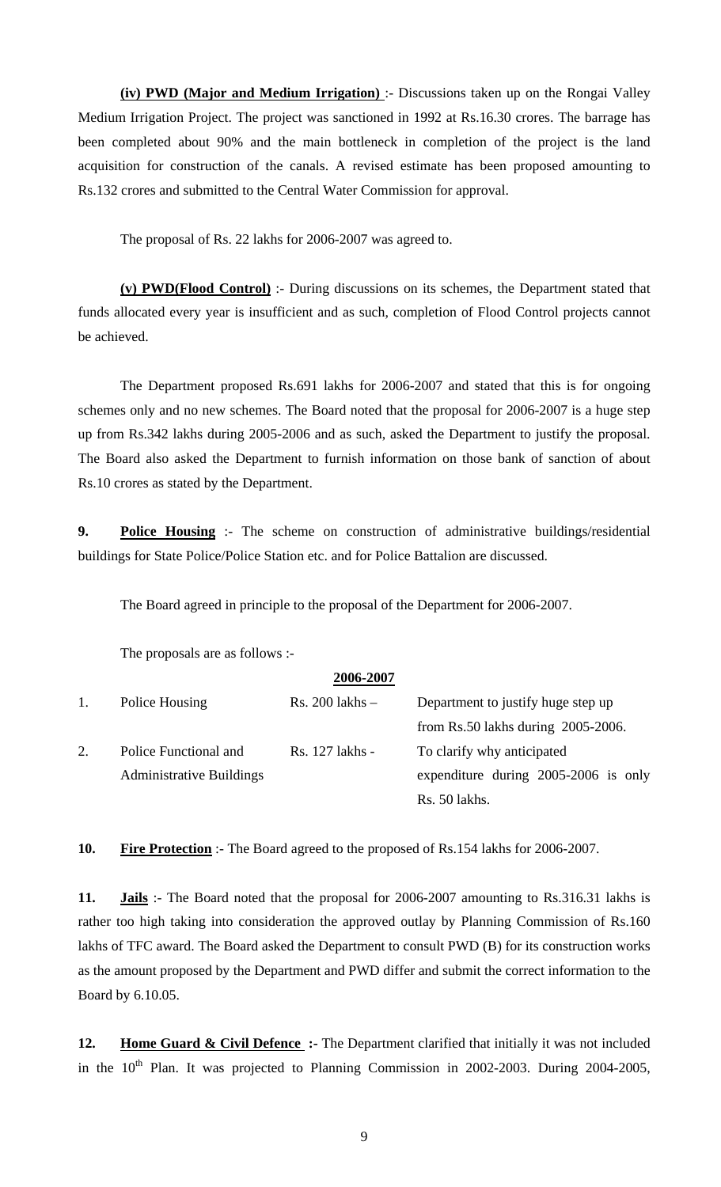**(iv) PWD (Major and Medium Irrigation)** :- Discussions taken up on the Rongai Valley Medium Irrigation Project. The project was sanctioned in 1992 at Rs.16.30 crores. The barrage has been completed about 90% and the main bottleneck in completion of the project is the land acquisition for construction of the canals. A revised estimate has been proposed amounting to Rs.132 crores and submitted to the Central Water Commission for approval.

The proposal of Rs. 22 lakhs for 2006-2007 was agreed to.

**(v) PWD(Flood Control)** :- During discussions on its schemes, the Department stated that funds allocated every year is insufficient and as such, completion of Flood Control projects cannot be achieved.

The Department proposed Rs.691 lakhs for 2006-2007 and stated that this is for ongoing schemes only and no new schemes. The Board noted that the proposal for 2006-2007 is a huge step up from Rs.342 lakhs during 2005-2006 and as such, asked the Department to justify the proposal. The Board also asked the Department to furnish information on those bank of sanction of about Rs.10 crores as stated by the Department.

**9. Police Housing** :- The scheme on construction of administrative buildings/residential buildings for State Police/Police Station etc. and for Police Battalion are discussed.

The Board agreed in principle to the proposal of the Department for 2006-2007.

The proposals are as follows :-

| | | 2006-2007 | |
|---|---|---|---|
| 1. | Police Housing | Rs. 200 lakhs – | Department to justify huge step up from Rs.50 lakhs during 2005-2006. |
| 2. | Police Functional and Administrative Buildings | Rs. 127 lakhs - | To clarify why anticipated expenditure during 2005-2006 is only Rs. 50 lakhs. |

**10. Fire Protection** :- The Board agreed to the proposed of Rs.154 lakhs for 2006-2007.

**11. Jails** :- The Board noted that the proposal for 2006-2007 amounting to Rs.316.31 lakhs is rather too high taking into consideration the approved outlay by Planning Commission of Rs.160 lakhs of TFC award. The Board asked the Department to consult PWD (B) for its construction works as the amount proposed by the Department and PWD differ and submit the correct information to the Board by 6.10.05.

**12. Home Guard & Civil Defence :-** The Department clarified that initially it was not included in the 10th Plan. It was projected to Planning Commission in 2002-2003. During 2004-2005,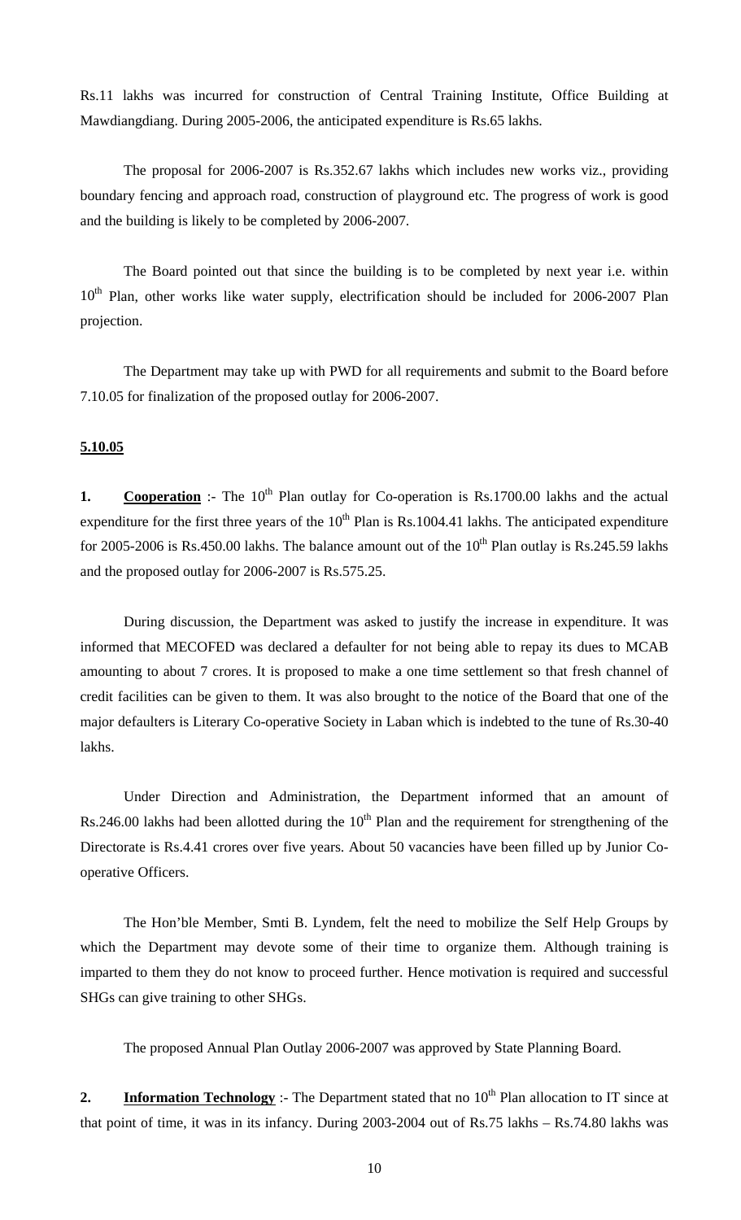Rs.11 lakhs was incurred for construction of Central Training Institute, Office Building at Mawdiangdiang. During 2005-2006, the anticipated expenditure is Rs.65 lakhs.

The proposal for 2006-2007 is Rs.352.67 lakhs which includes new works viz., providing boundary fencing and approach road, construction of playground etc. The progress of work is good and the building is likely to be completed by 2006-2007.

The Board pointed out that since the building is to be completed by next year i.e. within 10th Plan, other works like water supply, electrification should be included for 2006-2007 Plan projection.

The Department may take up with PWD for all requirements and submit to the Board before 7.10.05 for finalization of the proposed outlay for 2006-2007.

**5.10.05**

**1. Cooperation** :- The 10th Plan outlay for Co-operation is Rs.1700.00 lakhs and the actual expenditure for the first three years of the 10th Plan is Rs.1004.41 lakhs. The anticipated expenditure for 2005-2006 is Rs.450.00 lakhs. The balance amount out of the 10th Plan outlay is Rs.245.59 lakhs and the proposed outlay for 2006-2007 is Rs.575.25.

During discussion, the Department was asked to justify the increase in expenditure. It was informed that MECOFED was declared a defaulter for not being able to repay its dues to MCAB amounting to about 7 crores. It is proposed to make a one time settlement so that fresh channel of credit facilities can be given to them. It was also brought to the notice of the Board that one of the major defaulters is Literary Co-operative Society in Laban which is indebted to the tune of Rs.30-40 lakhs.

Under Direction and Administration, the Department informed that an amount of Rs.246.00 lakhs had been allotted during the 10th Plan and the requirement for strengthening of the Directorate is Rs.4.41 crores over five years. About 50 vacancies have been filled up by Junior Co-operative Officers.

The Hon'ble Member, Smti B. Lyndem, felt the need to mobilize the Self Help Groups by which the Department may devote some of their time to organize them. Although training is imparted to them they do not know to proceed further. Hence motivation is required and successful SHGs can give training to other SHGs.

The proposed Annual Plan Outlay 2006-2007 was approved by State Planning Board.

**2. Information Technology** :- The Department stated that no 10th Plan allocation to IT since at that point of time, it was in its infancy. During 2003-2004 out of Rs.75 lakhs – Rs.74.80 lakhs was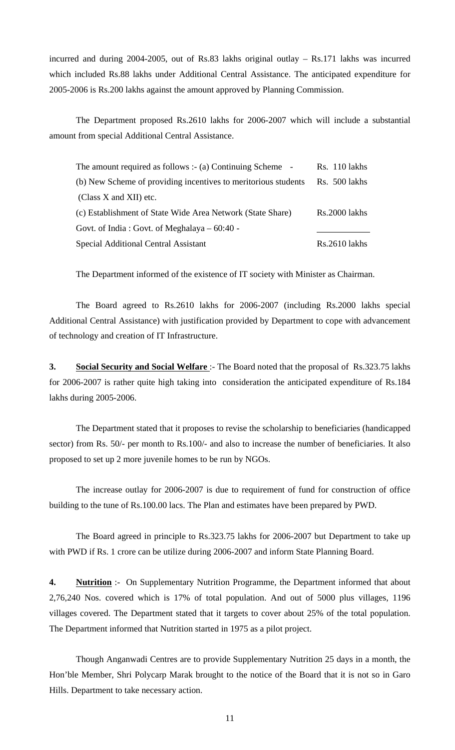incurred and during 2004-2005, out of Rs.83 lakhs original outlay – Rs.171 lakhs was incurred which included Rs.88 lakhs under Additional Central Assistance. The anticipated expenditure for 2005-2006 is Rs.200 lakhs against the amount approved by Planning Commission.

The Department proposed Rs.2610 lakhs for 2006-2007 which will include a substantial amount from special Additional Central Assistance.

| | |
|---|---|
| The amount required as follows :- (a) Continuing Scheme - | Rs. 110 lakhs |
| (b) New Scheme of providing incentives to meritorious students (Class X and XII) etc. | Rs. 500 lakhs |
| (c) Establishment of State Wide Area Network (State Share) | Rs.2000 lakhs |
| Govt. of India : Govt. of Meghalaya – 60:40 - | |
| Special Additional Central Assistant | Rs.2610 lakhs |

The Department informed of the existence of IT society with Minister as Chairman.

The Board agreed to Rs.2610 lakhs for 2006-2007 (including Rs.2000 lakhs special Additional Central Assistance) with justification provided by Department to cope with advancement of technology and creation of IT Infrastructure.

**3. Social Security and Social Welfare** :- The Board noted that the proposal of Rs.323.75 lakhs for 2006-2007 is rather quite high taking into consideration the anticipated expenditure of Rs.184 lakhs during 2005-2006.

The Department stated that it proposes to revise the scholarship to beneficiaries (handicapped sector) from Rs. 50/- per month to Rs.100/- and also to increase the number of beneficiaries. It also proposed to set up 2 more juvenile homes to be run by NGOs.

The increase outlay for 2006-2007 is due to requirement of fund for construction of office building to the tune of Rs.100.00 lacs. The Plan and estimates have been prepared by PWD.

The Board agreed in principle to Rs.323.75 lakhs for 2006-2007 but Department to take up with PWD if Rs. 1 crore can be utilize during 2006-2007 and inform State Planning Board.

**4. Nutrition** :- On Supplementary Nutrition Programme, the Department informed that about 2,76,240 Nos. covered which is 17% of total population. And out of 5000 plus villages, 1196 villages covered. The Department stated that it targets to cover about 25% of the total population. The Department informed that Nutrition started in 1975 as a pilot project.

Though Anganwadi Centres are to provide Supplementary Nutrition 25 days in a month, the Hon'ble Member, Shri Polycarp Marak brought to the notice of the Board that it is not so in Garo Hills. Department to take necessary action.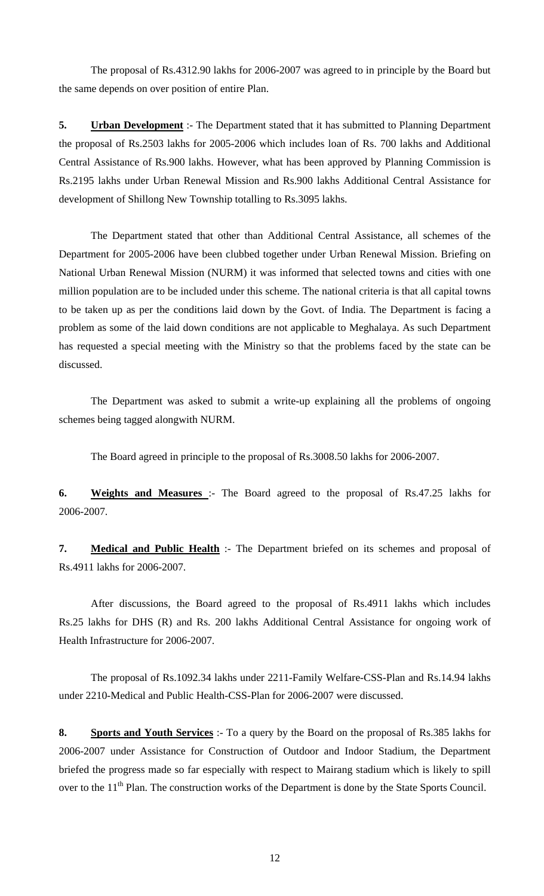The proposal of Rs.4312.90 lakhs for 2006-2007 was agreed to in principle by the Board but the same depends on over position of entire Plan.

**5. Urban Development** :- The Department stated that it has submitted to Planning Department the proposal of Rs.2503 lakhs for 2005-2006 which includes loan of Rs. 700 lakhs and Additional Central Assistance of Rs.900 lakhs. However, what has been approved by Planning Commission is Rs.2195 lakhs under Urban Renewal Mission and Rs.900 lakhs Additional Central Assistance for development of Shillong New Township totalling to Rs.3095 lakhs.

The Department stated that other than Additional Central Assistance, all schemes of the Department for 2005-2006 have been clubbed together under Urban Renewal Mission. Briefing on National Urban Renewal Mission (NURM) it was informed that selected towns and cities with one million population are to be included under this scheme. The national criteria is that all capital towns to be taken up as per the conditions laid down by the Govt. of India. The Department is facing a problem as some of the laid down conditions are not applicable to Meghalaya. As such Department has requested a special meeting with the Ministry so that the problems faced by the state can be discussed.

The Department was asked to submit a write-up explaining all the problems of ongoing schemes being tagged alongwith NURM.

The Board agreed in principle to the proposal of Rs.3008.50 lakhs for 2006-2007.

**6. Weights and Measures** :- The Board agreed to the proposal of Rs.47.25 lakhs for 2006-2007.

**7. Medical and Public Health** :- The Department briefed on its schemes and proposal of Rs.4911 lakhs for 2006-2007.

After discussions, the Board agreed to the proposal of Rs.4911 lakhs which includes Rs.25 lakhs for DHS (R) and Rs. 200 lakhs Additional Central Assistance for ongoing work of Health Infrastructure for 2006-2007.

The proposal of Rs.1092.34 lakhs under 2211-Family Welfare-CSS-Plan and Rs.14.94 lakhs under 2210-Medical and Public Health-CSS-Plan for 2006-2007 were discussed.

**8. Sports and Youth Services** :- To a query by the Board on the proposal of Rs.385 lakhs for 2006-2007 under Assistance for Construction of Outdoor and Indoor Stadium, the Department briefed the progress made so far especially with respect to Mairang stadium which is likely to spill over to the 11th Plan. The construction works of the Department is done by the State Sports Council.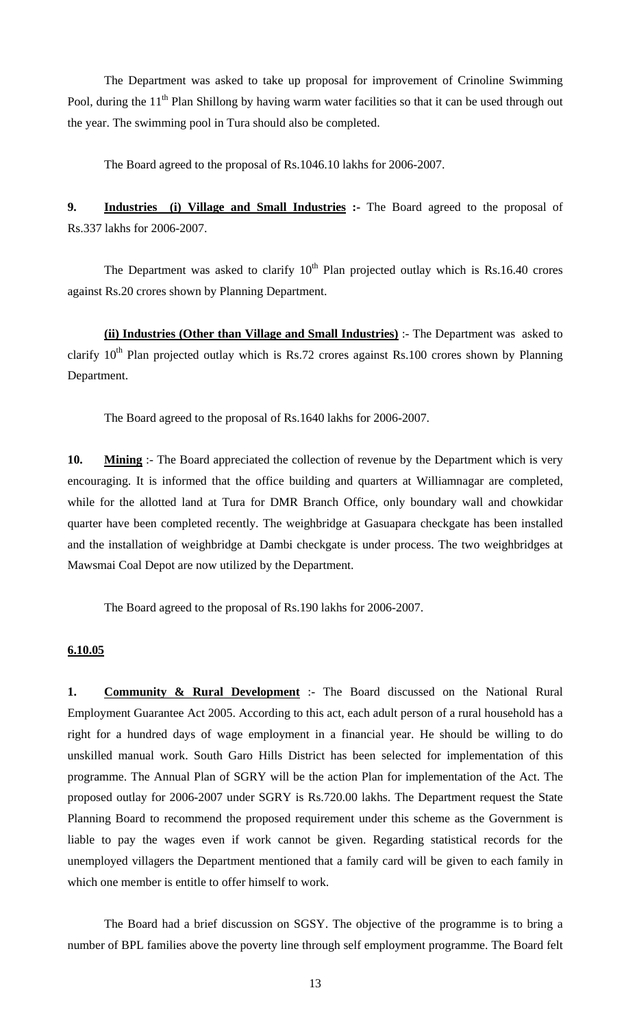The Department was asked to take up proposal for improvement of Crinoline Swimming Pool, during the 11th Plan Shillong by having warm water facilities so that it can be used through out the year. The swimming pool in Tura should also be completed.

The Board agreed to the proposal of Rs.1046.10 lakhs for 2006-2007.

**9. Industries (i) Village and Small Industries :-** The Board agreed to the proposal of Rs.337 lakhs for 2006-2007.

The Department was asked to clarify 10th Plan projected outlay which is Rs.16.40 crores against Rs.20 crores shown by Planning Department.

**(ii) Industries (Other than Village and Small Industries)** :- The Department was asked to clarify 10th Plan projected outlay which is Rs.72 crores against Rs.100 crores shown by Planning Department.

The Board agreed to the proposal of Rs.1640 lakhs for 2006-2007.

**10. Mining** :- The Board appreciated the collection of revenue by the Department which is very encouraging. It is informed that the office building and quarters at Williamnagar are completed, while for the allotted land at Tura for DMR Branch Office, only boundary wall and chowkidar quarter have been completed recently. The weighbridge at Gasuapara checkgate has been installed and the installation of weighbridge at Dambi checkgate is under process. The two weighbridges at Mawsmai Coal Depot are now utilized by the Department.

The Board agreed to the proposal of Rs.190 lakhs for 2006-2007.

**6.10.05**

**1. Community & Rural Development** :- The Board discussed on the National Rural Employment Guarantee Act 2005. According to this act, each adult person of a rural household has a right for a hundred days of wage employment in a financial year. He should be willing to do unskilled manual work. South Garo Hills District has been selected for implementation of this programme. The Annual Plan of SGRY will be the action Plan for implementation of the Act. The proposed outlay for 2006-2007 under SGRY is Rs.720.00 lakhs. The Department request the State Planning Board to recommend the proposed requirement under this scheme as the Government is liable to pay the wages even if work cannot be given. Regarding statistical records for the unemployed villagers the Department mentioned that a family card will be given to each family in which one member is entitle to offer himself to work.

The Board had a brief discussion on SGSY. The objective of the programme is to bring a number of BPL families above the poverty line through self employment programme. The Board felt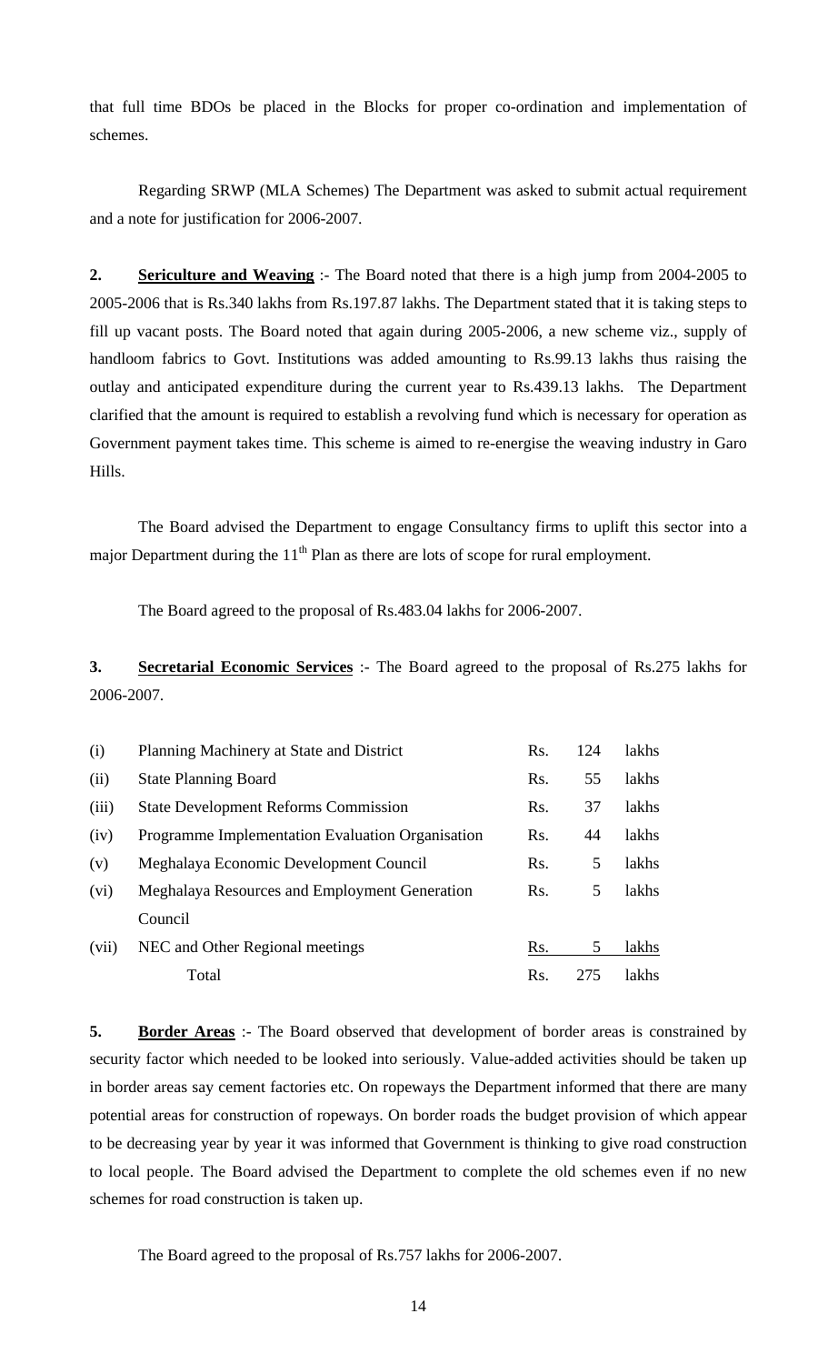that full time BDOs be placed in the Blocks for proper co-ordination and implementation of schemes.

Regarding SRWP (MLA Schemes) The Department was asked to submit actual requirement and a note for justification for 2006-2007.

**2.** **<u>Sericulture and Weaving</u>** :- The Board noted that there is a high jump from 2004-2005 to 2005-2006 that is Rs.340 lakhs from Rs.197.87 lakhs. The Department stated that it is taking steps to fill up vacant posts. The Board noted that again during 2005-2006, a new scheme viz., supply of handloom fabrics to Govt. Institutions was added amounting to Rs.99.13 lakhs thus raising the outlay and anticipated expenditure during the current year to Rs.439.13 lakhs. The Department clarified that the amount is required to establish a revolving fund which is necessary for operation as Government payment takes time. This scheme is aimed to re-energise the weaving industry in Garo Hills.

The Board advised the Department to engage Consultancy firms to uplift this sector into a major Department during the 11th Plan as there are lots of scope for rural employment.

The Board agreed to the proposal of Rs.483.04 lakhs for 2006-2007.

**3.** **<u>Secretarial Economic Services</u>** :- The Board agreed to the proposal of Rs.275 lakhs for 2006-2007.

| | | | | |
|---|---|---|---|---|
| (i) | Planning Machinery at State and District | Rs. | 124 | lakhs |
| (ii) | State Planning Board | Rs. | 55 | lakhs |
| (iii) | State Development Reforms Commission | Rs. | 37 | lakhs |
| (iv) | Programme Implementation Evaluation Organisation | Rs. | 44 | lakhs |
| (v) | Meghalaya Economic Development Council | Rs. | 5 | lakhs |
| (vi) | Meghalaya Resources and Employment Generation Council | Rs. | 5 | lakhs |
| (vii) | NEC and Other Regional meetings | Rs. | 5 | lakhs |
| | Total | Rs. | 275 | lakhs |

**5.** **<u>Border Areas</u>** :- The Board observed that development of border areas is constrained by security factor which needed to be looked into seriously. Value-added activities should be taken up in border areas say cement factories etc. On ropeways the Department informed that there are many potential areas for construction of ropeways. On border roads the budget provision of which appear to be decreasing year by year it was informed that Government is thinking to give road construction to local people. The Board advised the Department to complete the old schemes even if no new schemes for road construction is taken up.

The Board agreed to the proposal of Rs.757 lakhs for 2006-2007.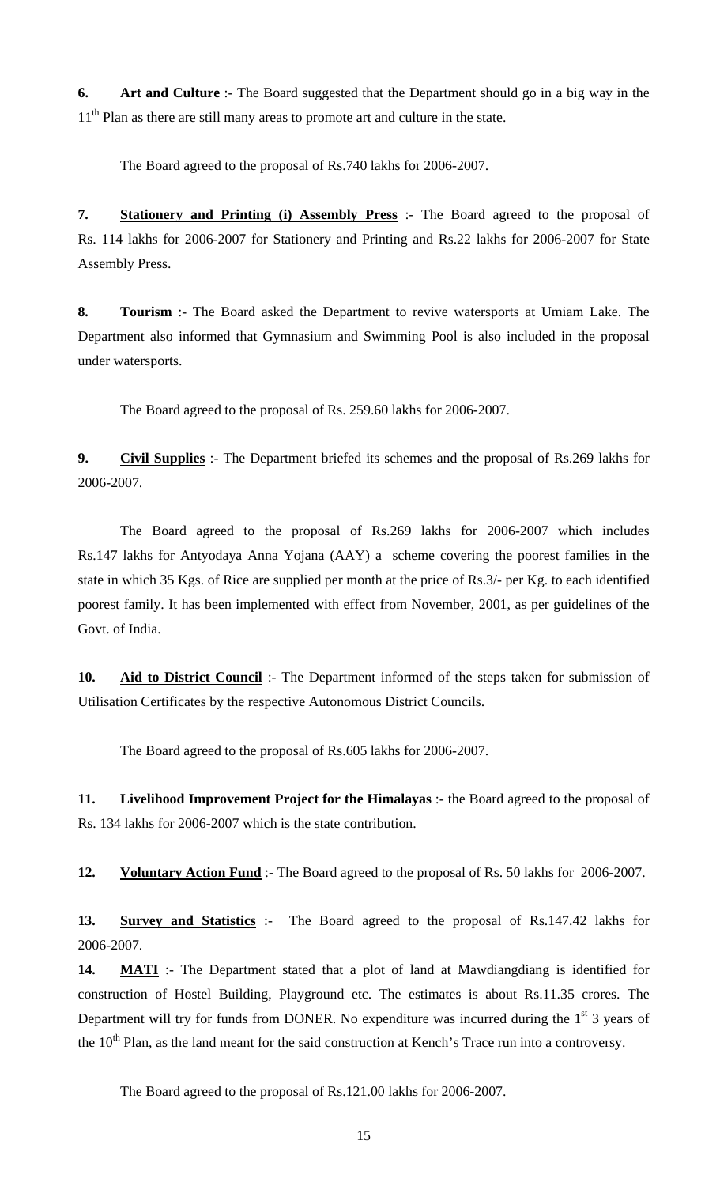**6.** **<u>Art and Culture</u>** :- The Board suggested that the Department should go in a big way in the 11th Plan as there are still many areas to promote art and culture in the state.

The Board agreed to the proposal of Rs.740 lakhs for 2006-2007.

**7.** **<u>Stationery and Printing (i) Assembly Press</u>** :- The Board agreed to the proposal of Rs. 114 lakhs for 2006-2007 for Stationery and Printing and Rs.22 lakhs for 2006-2007 for State Assembly Press.

**8.** **<u>Tourism</u>** :- The Board asked the Department to revive watersports at Umiam Lake. The Department also informed that Gymnasium and Swimming Pool is also included in the proposal under watersports.

The Board agreed to the proposal of Rs. 259.60 lakhs for 2006-2007.

**9.** **<u>Civil Supplies</u>** :- The Department briefed its schemes and the proposal of Rs.269 lakhs for 2006-2007.

The Board agreed to the proposal of Rs.269 lakhs for 2006-2007 which includes Rs.147 lakhs for Antyodaya Anna Yojana (AAY) a scheme covering the poorest families in the state in which 35 Kgs. of Rice are supplied per month at the price of Rs.3/- per Kg. to each identified poorest family. It has been implemented with effect from November, 2001, as per guidelines of the Govt. of India.

**10.** **<u>Aid to District Council</u>** :- The Department informed of the steps taken for submission of Utilisation Certificates by the respective Autonomous District Councils.

The Board agreed to the proposal of Rs.605 lakhs for 2006-2007.

**11.** **<u>Livelihood Improvement Project for the Himalayas</u>** :- the Board agreed to the proposal of Rs. 134 lakhs for 2006-2007 which is the state contribution.

**12.** **<u>Voluntary Action Fund</u>** :- The Board agreed to the proposal of Rs. 50 lakhs for 2006-2007.

**13.** **<u>Survey and Statistics</u>** :- The Board agreed to the proposal of Rs.147.42 lakhs for 2006-2007.

**14.** **<u>MATI</u>** :- The Department stated that a plot of land at Mawdiangdiang is identified for construction of Hostel Building, Playground etc. The estimates is about Rs.11.35 crores. The Department will try for funds from DONER. No expenditure was incurred during the 1st 3 years of the 10th Plan, as the land meant for the said construction at Kench's Trace run into a controversy.

The Board agreed to the proposal of Rs.121.00 lakhs for 2006-2007.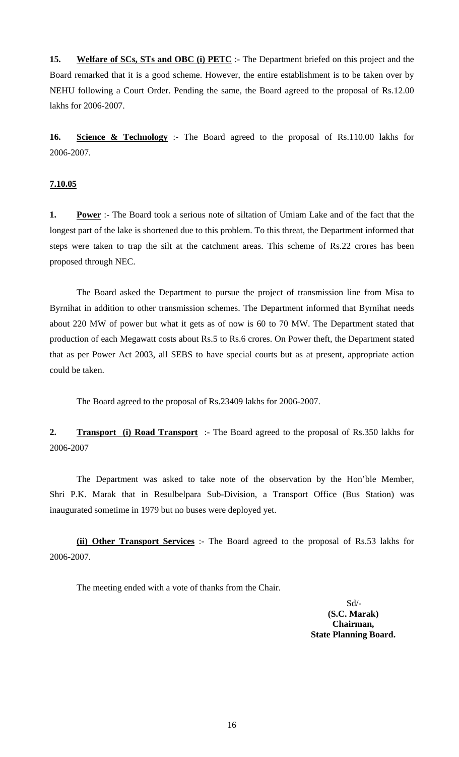**15. Welfare of SCs, STs and OBC (i) PETC** :- The Department briefed on this project and the Board remarked that it is a good scheme. However, the entire establishment is to be taken over by NEHU following a Court Order. Pending the same, the Board agreed to the proposal of Rs.12.00 lakhs for 2006-2007.

**16. Science & Technology** :- The Board agreed to the proposal of Rs.110.00 lakhs for 2006-2007.

**7.10.05**

**1. Power** :- The Board took a serious note of siltation of Umiam Lake and of the fact that the longest part of the lake is shortened due to this problem. To this threat, the Department informed that steps were taken to trap the silt at the catchment areas. This scheme of Rs.22 crores has been proposed through NEC.

The Board asked the Department to pursue the project of transmission line from Misa to Byrnihat in addition to other transmission schemes. The Department informed that Byrnihat needs about 220 MW of power but what it gets as of now is 60 to 70 MW. The Department stated that production of each Megawatt costs about Rs.5 to Rs.6 crores. On Power theft, the Department stated that as per Power Act 2003, all SEBS to have special courts but as at present, appropriate action could be taken.

The Board agreed to the proposal of Rs.23409 lakhs for 2006-2007.

**2. Transport (i) Road Transport** :- The Board agreed to the proposal of Rs.350 lakhs for 2006-2007

The Department was asked to take note of the observation by the Hon'ble Member, Shri P.K. Marak that in Resulbelpara Sub-Division, a Transport Office (Bus Station) was inaugurated sometime in 1979 but no buses were deployed yet.

**(ii) Other Transport Services** :- The Board agreed to the proposal of Rs.53 lakhs for 2006-2007.

The meeting ended with a vote of thanks from the Chair.

Sd/-
**(S.C. Marak)**
**Chairman,**
**State Planning Board.**